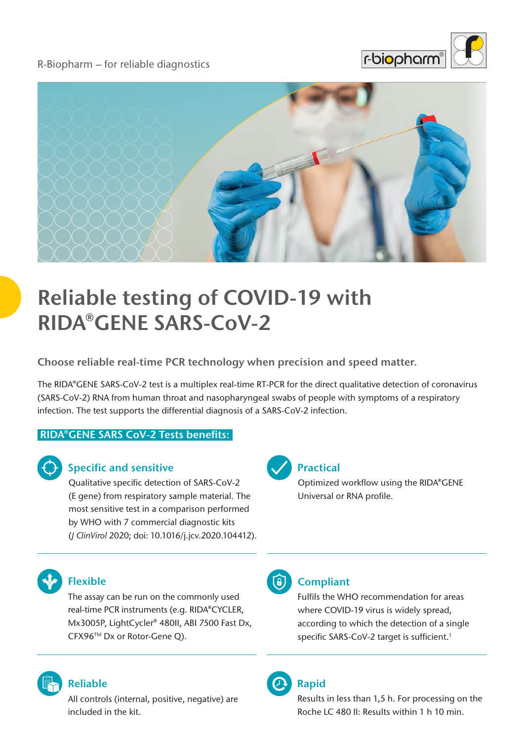R-Biopharm – for reliable diagnostics

# Reliable testing of COVID-19 with RIDA®GENE SARS-CoV-2

## Choose reliable real-time PCR technology when precision and speed matter.

The RIDA®GENE SARS-CoV-2 test is a multiplex real-time RT-PCR for the direct qualitative detection of coronavirus (SARS-CoV-2) RNA from human throat and nasopharyngeal swabs of people with symptoms of a respiratory infection. The test supports the differential diagnosis of a SARS-CoV-2 infection.

**RIDA®GENE SARS CoV-2 Tests benefits:**

### Specific and sensitive

Qualitative specific detection of SARS-CoV-2 (E gene) from respiratory sample material. The most sensitive test in a comparison performed by WHO with 7 commercial diagnostic kits (*J ClinVirol* 2020; doi: 10.1016/j.jcv.2020.104412).

### Practical

Optimized workflow using the RIDA®GENE Universal or RNA profile.

### Flexible

The assay can be run on the commonly used real-time PCR instruments (e.g. RIDA®CYCLER, Mx3005P, LightCycler® 480II, ABI 7500 Fast Dx, CFX96™ Dx or Rotor-Gene Q).

### Compliant

Fulfils the WHO recommendation for areas where COVID-19 virus is widely spread, according to which the detection of a single specific SARS-CoV-2 target is sufficient.[1]

### Reliable

All controls (internal, positive, negative) are included in the kit.

### Rapid

Results in less than 1,5 h. For processing on the Roche LC 480 II: Results within 1 h 10 min.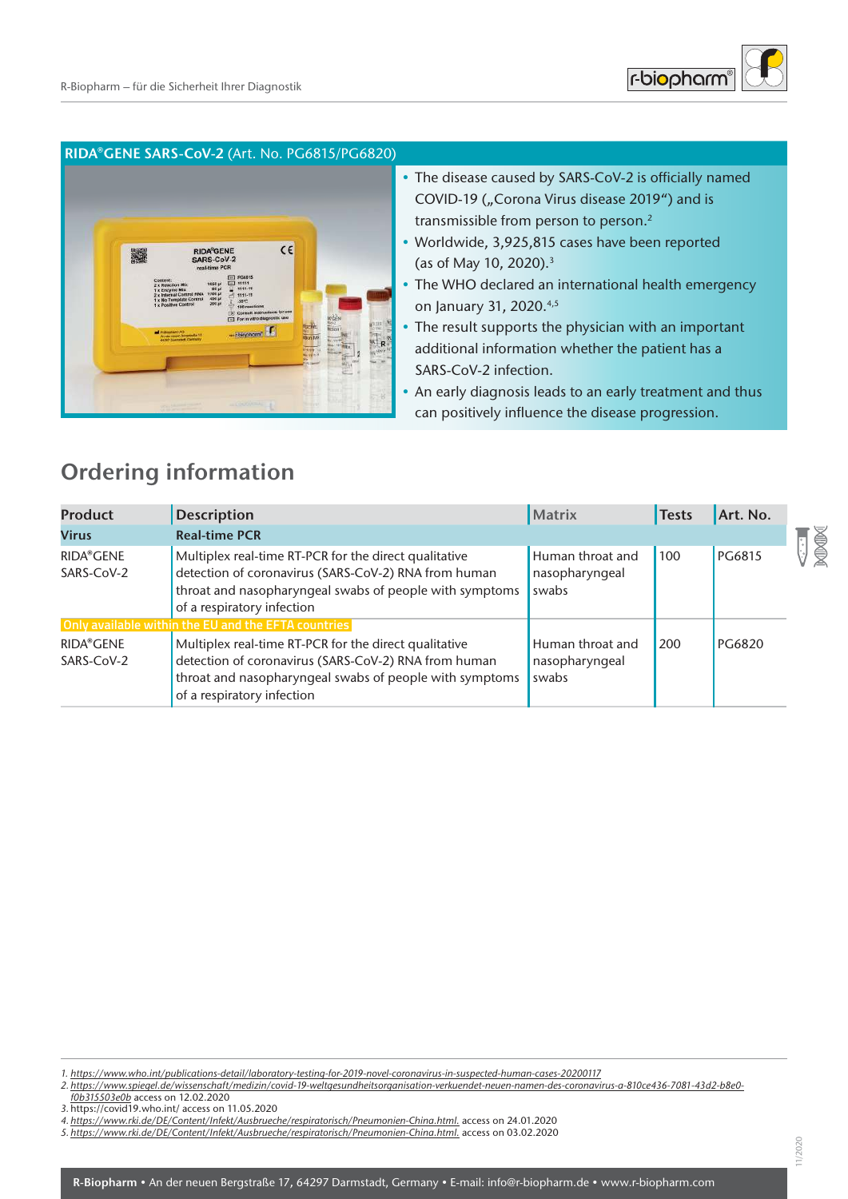## RIDA®GENE SARS-CoV-2 (Art. No. PG6815/PG6820)

- The disease caused by SARS-CoV-2 is officially named COVID-19 („Corona Virus disease 2019") and is transmissible from person to person.[2]
- Worldwide, 3,925,815 cases have been reported (as of May 10, 2020).[3]
- The WHO declared an international health emergency on January 31, 2020.[4,5]
- The result supports the physician with an important additional information whether the patient has a SARS-CoV-2 infection.
- An early diagnosis leads to an early treatment and thus can positively influence the disease progression.

## Ordering information

| Product | Description | Matrix | Tests | Art. No. |
|---|---|---|---|---|
| **Virus** | **Real-time PCR** | | | |
| RIDA®GENE SARS-CoV-2 | Multiplex real-time RT-PCR for the direct qualitative detection of coronavirus (SARS-CoV-2) RNA from human throat and nasopharyngeal swabs of people with symptoms of a respiratory infection | Human throat and nasopharyngeal swabs | 100 | PG6815 |
| **Only available within the EU and the EFTA countries** | | | | |
| RIDA®GENE SARS-CoV-2 | Multiplex real-time RT-PCR for the direct qualitative detection of coronavirus (SARS-CoV-2) RNA from human throat and nasopharyngeal swabs of people with symptoms of a respiratory infection | Human throat and nasopharyngeal swabs | 200 | PG6820 |

1. *https://www.who.int/publications-detail/laboratory-testing-for-2019-novel-coronavirus-in-suspected-human-cases-20200117*
2. *https://www.spiegel.de/wissenschaft/medizin/covid-19-weltgesundheitsorganisation-verkuendet-neuen-namen-des-coronavirus-a-810ce436-7081-43d2-b8e0-f0b315503e0b* access on 12.02.2020
3. https://covid19.who.int/ access on 11.05.2020
4. *https://www.rki.de/DE/Content/Infekt/Ausbrueche/respiratorisch/Pneumonien-China.html.* access on 24.01.2020
5. *https://www.rki.de/DE/Content/Infekt/Ausbrueche/respiratorisch/Pneumonien-China.html.* access on 03.02.2020

**R-Biopharm** • An der neuen Bergstraße 17, 64297 Darmstadt, Germany • E-mail: info@r-biopharm.de • www.r-biopharm.com